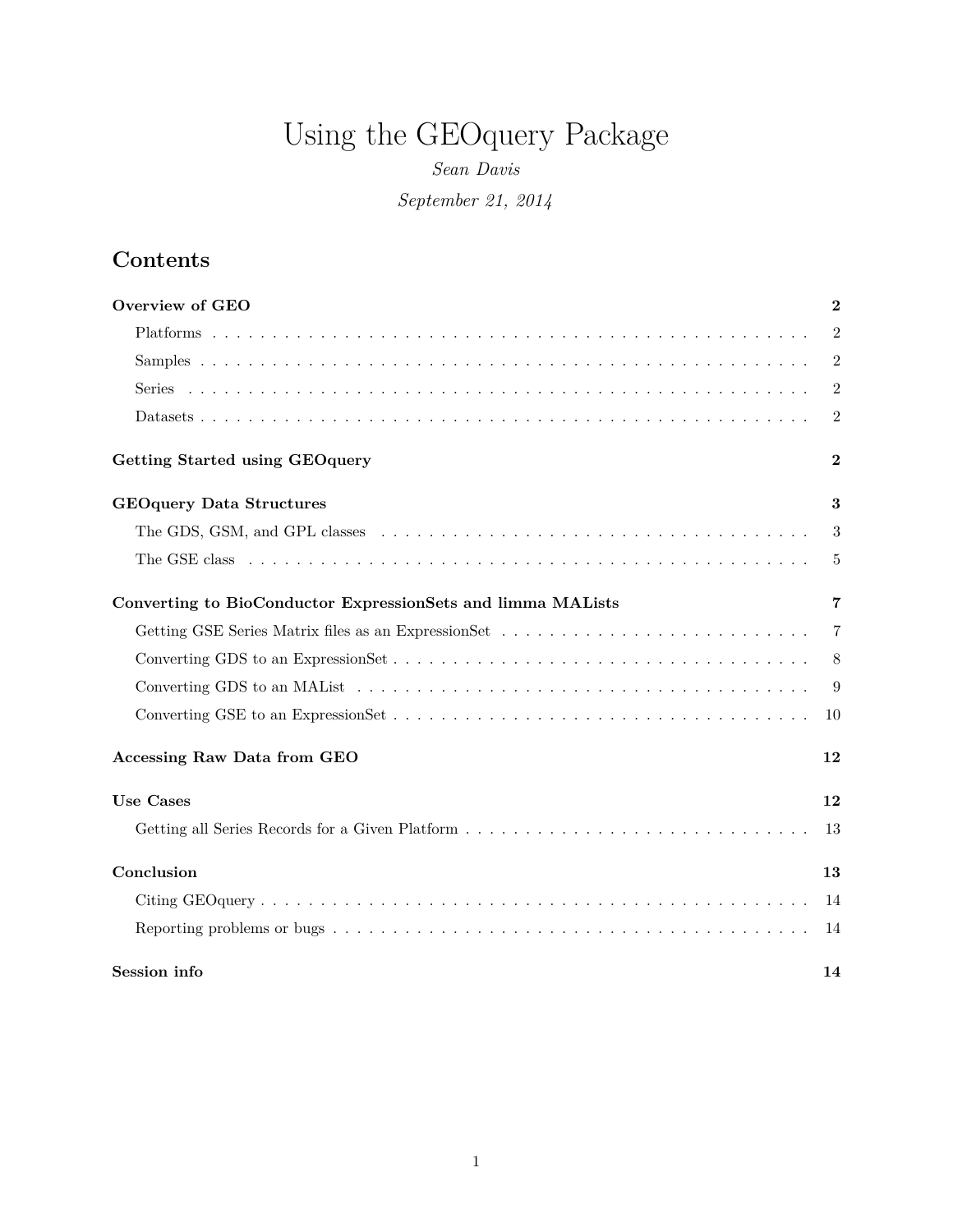# Using the GEOquery Package

*Sean Davis*

*September 21, 2014*

## Contents

**Overview of GEO** **2**

- Platforms . . . 2
- Samples . . . 2
- Series . . . 2
- Datasets . . . 2

**Getting Started using GEOquery** **2**

**GEOquery Data Structures** **3**

- The GDS, GSM, and GPL classes . . . 3
- The GSE class . . . 5

**Converting to BioConductor ExpressionSets and limma MALists** **7**

- Getting GSE Series Matrix files as an ExpressionSet . . . 7
- Converting GDS to an ExpressionSet . . . 8
- Converting GDS to an MAList . . . 9
- Converting GSE to an ExpressionSet . . . 10

**Accessing Raw Data from GEO** **12**

**Use Cases** **12**

- Getting all Series Records for a Given Platform . . . 13

**Conclusion** **13**

- Citing GEOquery . . . 14
- Reporting problems or bugs . . . 14

**Session info** **14**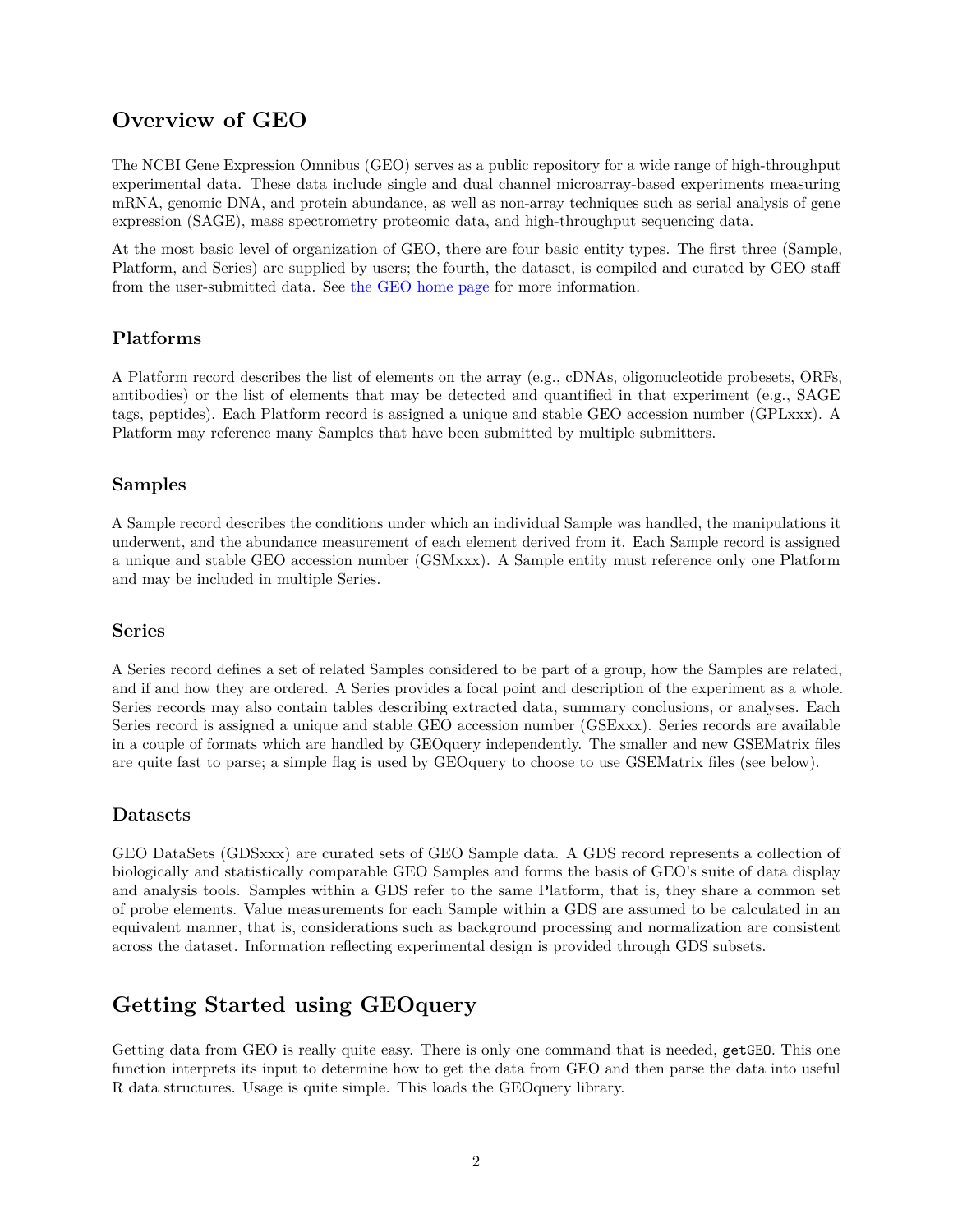# Overview of GEO

The NCBI Gene Expression Omnibus (GEO) serves as a public repository for a wide range of high-throughput experimental data. These data include single and dual channel microarray-based experiments measuring mRNA, genomic DNA, and protein abundance, as well as non-array techniques such as serial analysis of gene expression (SAGE), mass spectrometry proteomic data, and high-throughput sequencing data.

At the most basic level of organization of GEO, there are four basic entity types. The first three (Sample, Platform, and Series) are supplied by users; the fourth, the dataset, is compiled and curated by GEO staff from the user-submitted data. See the GEO home page for more information.

## Platforms

A Platform record describes the list of elements on the array (e.g., cDNAs, oligonucleotide probesets, ORFs, antibodies) or the list of elements that may be detected and quantified in that experiment (e.g., SAGE tags, peptides). Each Platform record is assigned a unique and stable GEO accession number (GPLxxx). A Platform may reference many Samples that have been submitted by multiple submitters.

## Samples

A Sample record describes the conditions under which an individual Sample was handled, the manipulations it underwent, and the abundance measurement of each element derived from it. Each Sample record is assigned a unique and stable GEO accession number (GSMxxx). A Sample entity must reference only one Platform and may be included in multiple Series.

## Series

A Series record defines a set of related Samples considered to be part of a group, how the Samples are related, and if and how they are ordered. A Series provides a focal point and description of the experiment as a whole. Series records may also contain tables describing extracted data, summary conclusions, or analyses. Each Series record is assigned a unique and stable GEO accession number (GSExxx). Series records are available in a couple of formats which are handled by GEOquery independently. The smaller and new GSEMatrix files are quite fast to parse; a simple flag is used by GEOquery to choose to use GSEMatrix files (see below).

## Datasets

GEO DataSets (GDSxxx) are curated sets of GEO Sample data. A GDS record represents a collection of biologically and statistically comparable GEO Samples and forms the basis of GEO's suite of data display and analysis tools. Samples within a GDS refer to the same Platform, that is, they share a common set of probe elements. Value measurements for each Sample within a GDS are assumed to be calculated in an equivalent manner, that is, considerations such as background processing and normalization are consistent across the dataset. Information reflecting experimental design is provided through GDS subsets.

# Getting Started using GEOquery

Getting data from GEO is really quite easy. There is only one command that is needed, `getGEO`. This one function interprets its input to determine how to get the data from GEO and then parse the data into useful R data structures. Usage is quite simple. This loads the GEOquery library.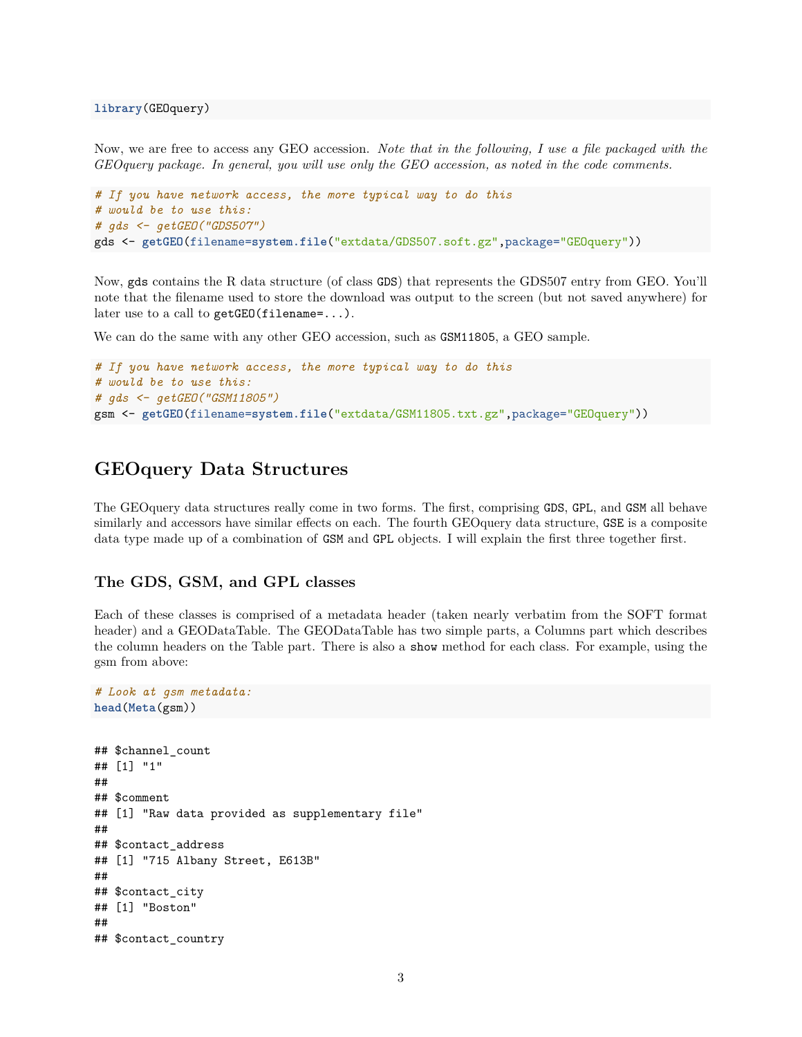```
library(GEOquery)
```

Now, we are free to access any GEO accession. *Note that in the following, I use a file packaged with the GEOquery package. In general, you will use only the GEO accession, as noted in the code comments.*

```
# If you have network access, the more typical way to do this
# would be to use this:
# gds <- getGEO("GDS507")
gds <- getGEO(filename=system.file("extdata/GDS507.soft.gz",package="GEOquery"))
```

Now, `gds` contains the R data structure (of class `GDS`) that represents the GDS507 entry from GEO. You'll note that the filename used to store the download was output to the screen (but not saved anywhere) for later use to a call to `getGEO(filename=...)`.

We can do the same with any other GEO accession, such as `GSM11805`, a GEO sample.

```
# If you have network access, the more typical way to do this
# would be to use this:
# gds <- getGEO("GSM11805")
gsm <- getGEO(filename=system.file("extdata/GSM11805.txt.gz",package="GEOquery"))
```

## GEOquery Data Structures

The GEOquery data structures really come in two forms. The first, comprising `GDS`, `GPL`, and `GSM` all behave similarly and accessors have similar effects on each. The fourth GEOquery data structure, `GSE` is a composite data type made up of a combination of `GSM` and `GPL` objects. I will explain the first three together first.

### The GDS, GSM, and GPL classes

Each of these classes is comprised of a metadata header (taken nearly verbatim from the SOFT format header) and a GEODataTable. The GEODataTable has two simple parts, a Columns part which describes the column headers on the Table part. There is also a `show` method for each class. For example, using the gsm from above:

```
# Look at gsm metadata:
head(Meta(gsm))
```

```
## $channel_count
## [1] "1"
##
## $comment
## [1] "Raw data provided as supplementary file"
##
## $contact_address
## [1] "715 Albany Street, E613B"
##
## $contact_city
## [1] "Boston"
##
## $contact_country
```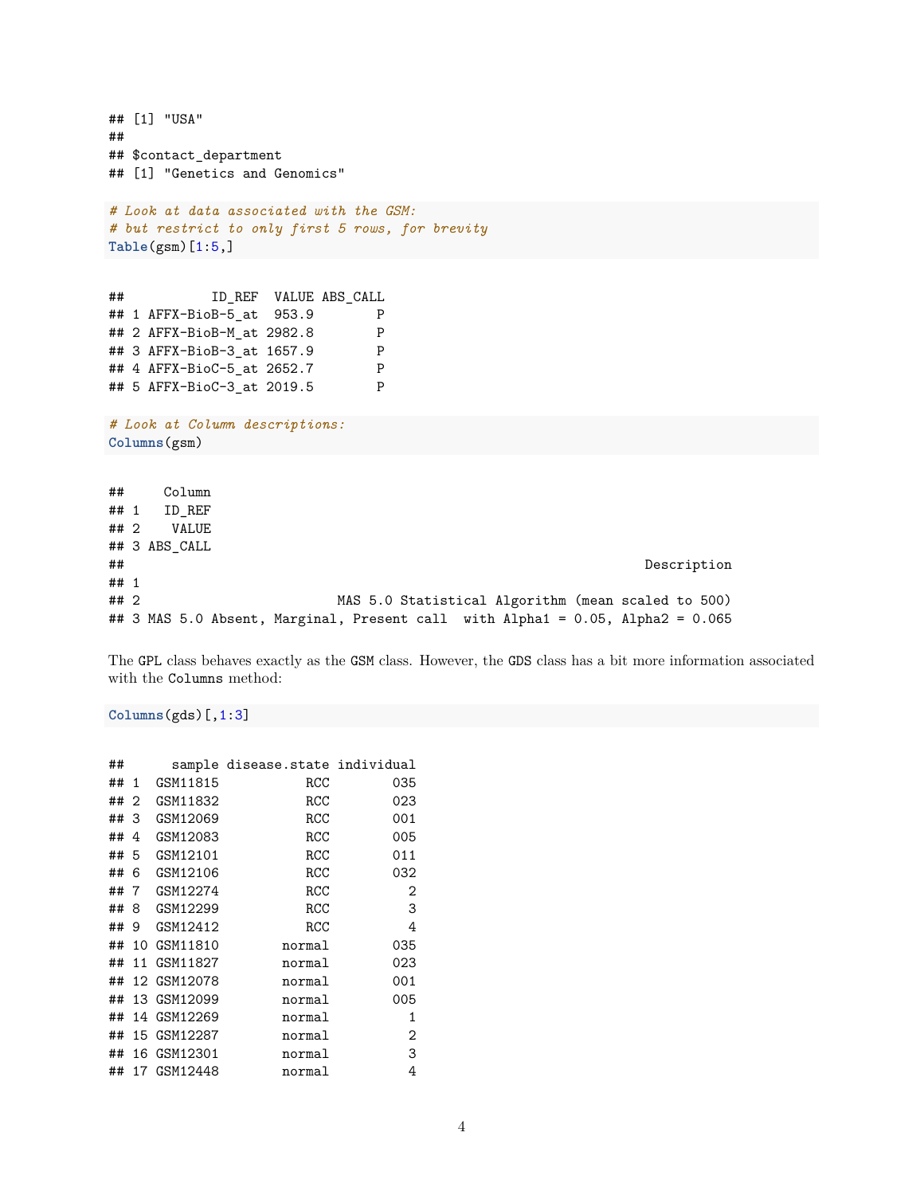```
## [1] "USA"
##
## $contact_department
## [1] "Genetics and Genomics"
```

```
# Look at data associated with the GSM:
# but restrict to only first 5 rows, for brevity
Table(gsm)[1:5,]
```

```
##           ID_REF  VALUE ABS_CALL
## 1 AFFX-BioB-5_at  953.9        P
## 2 AFFX-BioB-M_at 2982.8        P
## 3 AFFX-BioB-3_at 1657.9        P
## 4 AFFX-BioC-5_at 2652.7        P
## 5 AFFX-BioC-3_at 2019.5        P
```

```
# Look at Column descriptions:
Columns(gsm)
```

```
##     Column
## 1   ID_REF
## 2    VALUE
## 3 ABS_CALL
##                                                                        Description
## 1
## 2                         MAS 5.0 Statistical Algorithm (mean scaled to 500)
## 3 MAS 5.0 Absent, Marginal, Present call  with Alpha1 = 0.05, Alpha2 = 0.065
```

The GPL class behaves exactly as the GSM class. However, the GDS class has a bit more information associated with the Columns method:

```
Columns(gds)[,1:3]
```

```
##      sample disease.state individual
## 1  GSM11815           RCC        035
## 2  GSM11832           RCC        023
## 3  GSM12069           RCC        001
## 4  GSM12083           RCC        005
## 5  GSM12101           RCC        011
## 6  GSM12106           RCC        032
## 7  GSM12274           RCC          2
## 8  GSM12299           RCC          3
## 9  GSM12412           RCC          4
## 10 GSM11810        normal        035
## 11 GSM11827        normal        023
## 12 GSM12078        normal        001
## 13 GSM12099        normal        005
## 14 GSM12269        normal          1
## 15 GSM12287        normal          2
## 16 GSM12301        normal          3
## 17 GSM12448        normal          4
```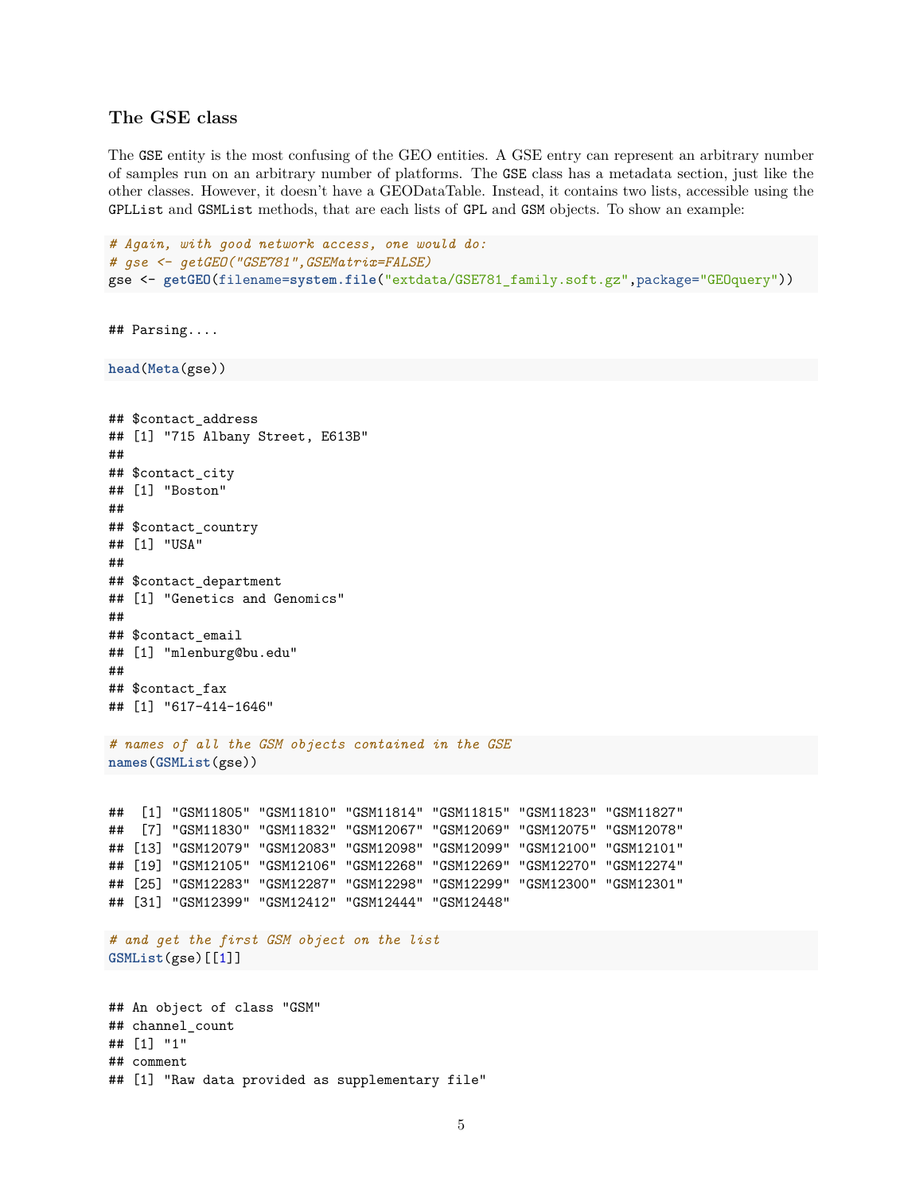### The GSE class

The GSE entity is the most confusing of the GEO entities. A GSE entry can represent an arbitrary number of samples run on an arbitrary number of platforms. The GSE class has a metadata section, just like the other classes. However, it doesn't have a GEODataTable. Instead, it contains two lists, accessible using the GPLList and GSMList methods, that are each lists of GPL and GSM objects. To show an example:

```
# Again, with good network access, one would do:
# gse <- getGEO("GSE781",GSEMatrix=FALSE)
gse <- getGEO(filename=system.file("extdata/GSE781_family.soft.gz",package="GEOquery"))
```

```
## Parsing....
```

```
head(Meta(gse))
```

```
## $contact_address
## [1] "715 Albany Street, E613B"
##
## $contact_city
## [1] "Boston"
##
## $contact_country
## [1] "USA"
##
## $contact_department
## [1] "Genetics and Genomics"
##
## $contact_email
## [1] "mlenburg@bu.edu"
##
## $contact_fax
## [1] "617-414-1646"
```

```
# names of all the GSM objects contained in the GSE
names(GSMList(gse))
```

```
##  [1] "GSM11805" "GSM11810" "GSM11814" "GSM11815" "GSM11823" "GSM11827"
##  [7] "GSM11830" "GSM11832" "GSM12067" "GSM12069" "GSM12075" "GSM12078"
## [13] "GSM12079" "GSM12083" "GSM12098" "GSM12099" "GSM12100" "GSM12101"
## [19] "GSM12105" "GSM12106" "GSM12268" "GSM12269" "GSM12270" "GSM12274"
## [25] "GSM12283" "GSM12287" "GSM12298" "GSM12299" "GSM12300" "GSM12301"
## [31] "GSM12399" "GSM12412" "GSM12444" "GSM12448"
```

```
# and get the first GSM object on the list
GSMList(gse)[[1]]
```

```
## An object of class "GSM"
## channel_count
## [1] "1"
## comment
## [1] "Raw data provided as supplementary file"
```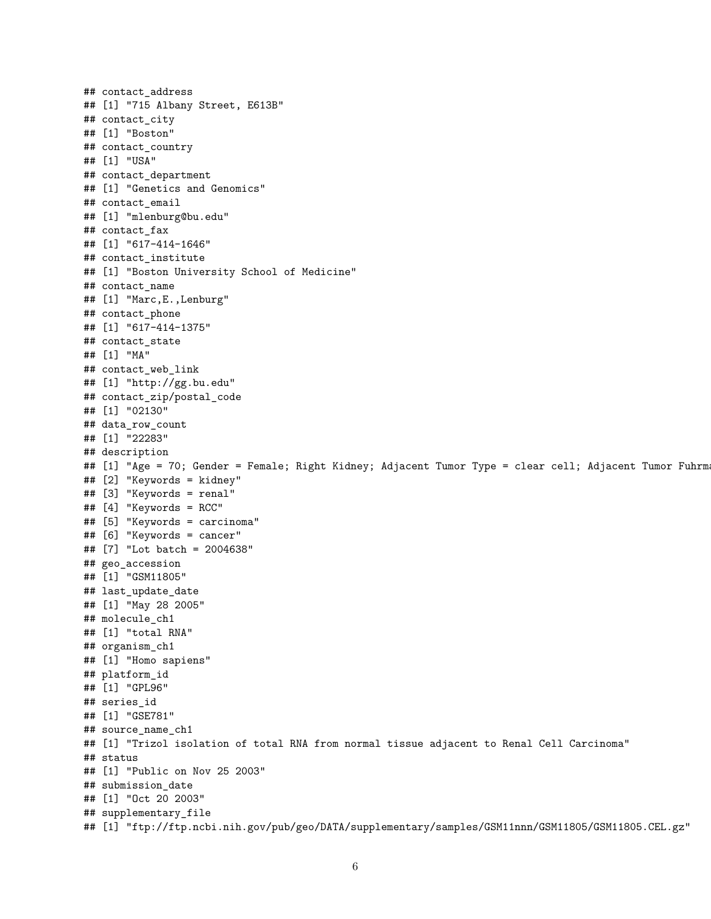```
## contact_address
## [1] "715 Albany Street, E613B"
## contact_city
## [1] "Boston"
## contact_country
## [1] "USA"
## contact_department
## [1] "Genetics and Genomics"
## contact_email
## [1] "mlenburg@bu.edu"
## contact_fax
## [1] "617-414-1646"
## contact_institute
## [1] "Boston University School of Medicine"
## contact_name
## [1] "Marc,E.,Lenburg"
## contact_phone
## [1] "617-414-1375"
## contact_state
## [1] "MA"
## contact_web_link
## [1] "http://gg.bu.edu"
## contact_zip/postal_code
## [1] "02130"
## data_row_count
## [1] "22283"
## description
## [1] "Age = 70; Gender = Female; Right Kidney; Adjacent Tumor Type = clear cell; Adjacent Tumor Fuhrma
## [2] "Keywords = kidney"
## [3] "Keywords = renal"
## [4] "Keywords = RCC"
## [5] "Keywords = carcinoma"
## [6] "Keywords = cancer"
## [7] "Lot batch = 2004638"
## geo_accession
## [1] "GSM11805"
## last_update_date
## [1] "May 28 2005"
## molecule_ch1
## [1] "total RNA"
## organism_ch1
## [1] "Homo sapiens"
## platform_id
## [1] "GPL96"
## series_id
## [1] "GSE781"
## source_name_ch1
## [1] "Trizol isolation of total RNA from normal tissue adjacent to Renal Cell Carcinoma"
## status
## [1] "Public on Nov 25 2003"
## submission_date
## [1] "Oct 20 2003"
## supplementary_file
## [1] "ftp://ftp.ncbi.nih.gov/pub/geo/DATA/supplementary/samples/GSM11nnn/GSM11805/GSM11805.CEL.gz"
```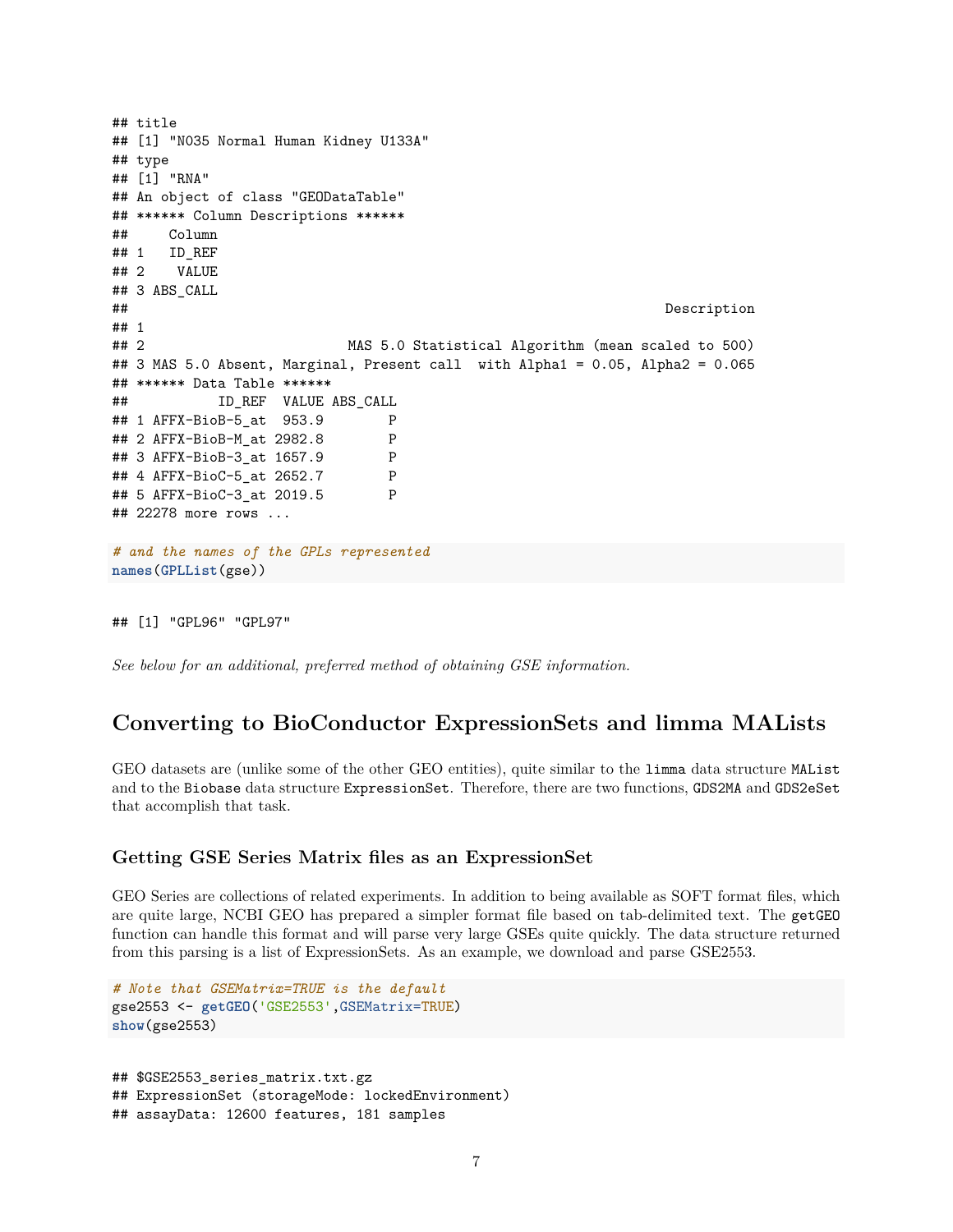```
## title
## [1] "N035 Normal Human Kidney U133A"
## type
## [1] "RNA"
## An object of class "GEODataTable"
## ****** Column Descriptions ******
##     Column
## 1   ID_REF
## 2    VALUE
## 3 ABS_CALL
##                                                                           Description
## 1
## 2                          MAS 5.0 Statistical Algorithm (mean scaled to 500)
## 3 MAS 5.0 Absent, Marginal, Present call  with Alpha1 = 0.05, Alpha2 = 0.065
## ****** Data Table ******
##           ID_REF  VALUE ABS_CALL
## 1 AFFX-BioB-5_at  953.9        P
## 2 AFFX-BioB-M_at 2982.8        P
## 3 AFFX-BioB-3_at 1657.9        P
## 4 AFFX-BioC-5_at 2652.7        P
## 5 AFFX-BioC-3_at 2019.5        P
## 22278 more rows ...
```

```
# and the names of the GPLs represented
names(GPLList(gse))
```

```
## [1] "GPL96" "GPL97"
```

*See below for an additional, preferred method of obtaining GSE information.*

## Converting to BioConductor ExpressionSets and limma MALists

GEO datasets are (unlike some of the other GEO entities), quite similar to the limma data structure MAList and to the Biobase data structure ExpressionSet. Therefore, there are two functions, GDS2MA and GDS2eSet that accomplish that task.

### Getting GSE Series Matrix files as an ExpressionSet

GEO Series are collections of related experiments. In addition to being available as SOFT format files, which are quite large, NCBI GEO has prepared a simpler format file based on tab-delimited text. The getGEO function can handle this format and will parse very large GSEs quite quickly. The data structure returned from this parsing is a list of ExpressionSets. As an example, we download and parse GSE2553.

```
# Note that GSEMatrix=TRUE is the default
gse2553 <- getGEO('GSE2553',GSEMatrix=TRUE)
show(gse2553)
```

```
## $GSE2553_series_matrix.txt.gz
## ExpressionSet (storageMode: lockedEnvironment)
## assayData: 12600 features, 181 samples
```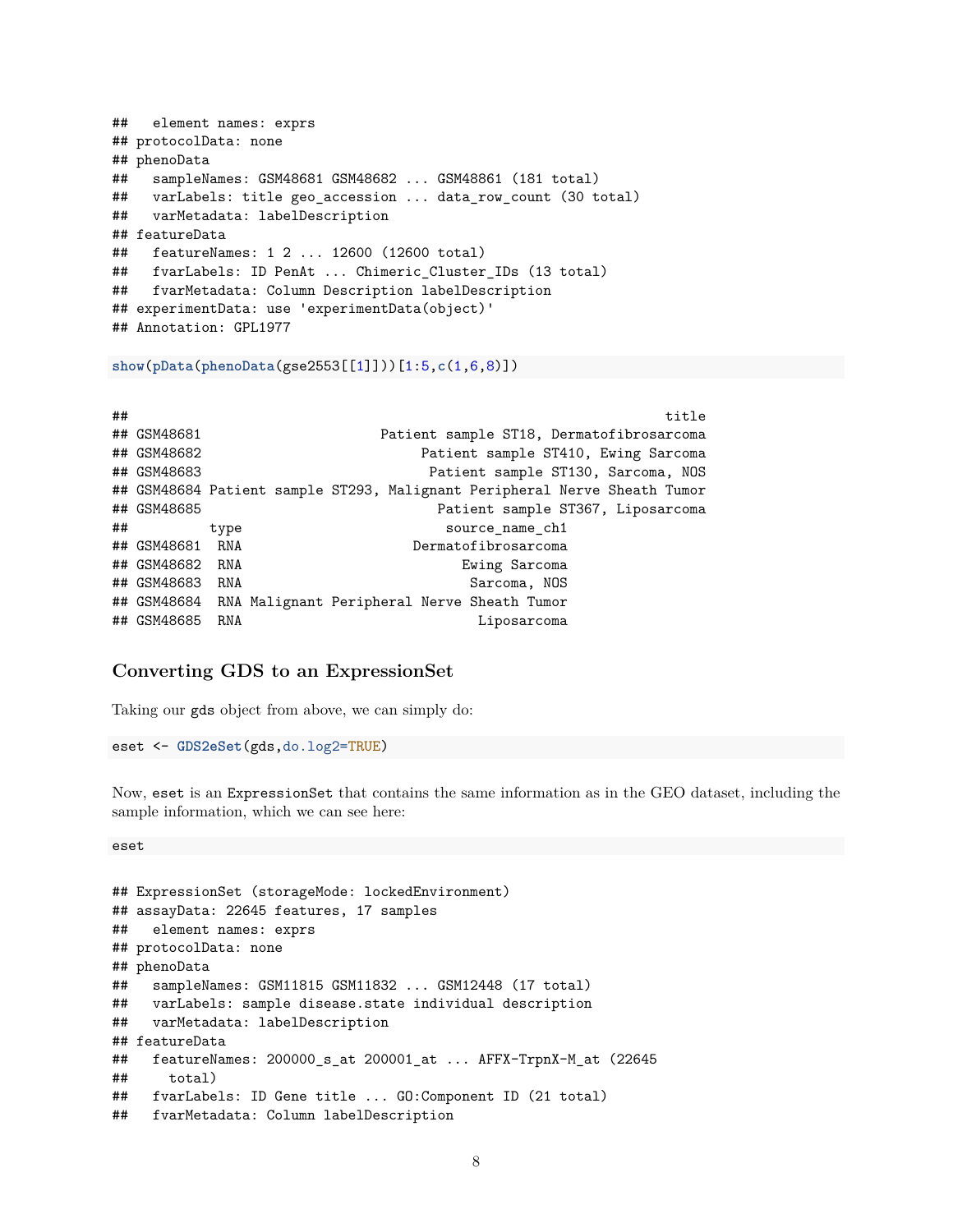```
##   element names: exprs
## protocolData: none
## phenoData
##   sampleNames: GSM48681 GSM48682 ... GSM48861 (181 total)
##   varLabels: title geo_accession ... data_row_count (30 total)
##   varMetadata: labelDescription
## featureData
##   featureNames: 1 2 ... 12600 (12600 total)
##   fvarLabels: ID PenAt ... Chimeric_Cluster_IDs (13 total)
##   fvarMetadata: Column Description labelDescription
## experimentData: use 'experimentData(object)'
## Annotation: GPL1977
```

```
show(pData(phenoData(gse2553[[1]]))[1:5,c(1,6,8)])
```

```
##                                                                  title
## GSM48681                      Patient sample ST18, Dermatofibrosarcoma
## GSM48682                           Patient sample ST410, Ewing Sarcoma
## GSM48683                            Patient sample ST130, Sarcoma, NOS
## GSM48684 Patient sample ST293, Malignant Peripheral Nerve Sheath Tumor
## GSM48685                             Patient sample ST367, Liposarcoma
##          type                        source_name_ch1
## GSM48681  RNA                    Dermatofibrosarcoma
## GSM48682  RNA                          Ewing Sarcoma
## GSM48683  RNA                           Sarcoma, NOS
## GSM48684  RNA Malignant Peripheral Nerve Sheath Tumor
## GSM48685  RNA                            Liposarcoma
```

### Converting GDS to an ExpressionSet

Taking our gds object from above, we can simply do:

```
eset <- GDS2eSet(gds,do.log2=TRUE)
```

Now, eset is an ExpressionSet that contains the same information as in the GEO dataset, including the sample information, which we can see here:

```
eset
```

```
## ExpressionSet (storageMode: lockedEnvironment)
## assayData: 22645 features, 17 samples
##   element names: exprs
## protocolData: none
## phenoData
##   sampleNames: GSM11815 GSM11832 ... GSM12448 (17 total)
##   varLabels: sample disease.state individual description
##   varMetadata: labelDescription
## featureData
##   featureNames: 200000_s_at 200001_at ... AFFX-TrpnX-M_at (22645
##     total)
##   fvarLabels: ID Gene title ... GO:Component ID (21 total)
##   fvarMetadata: Column labelDescription
```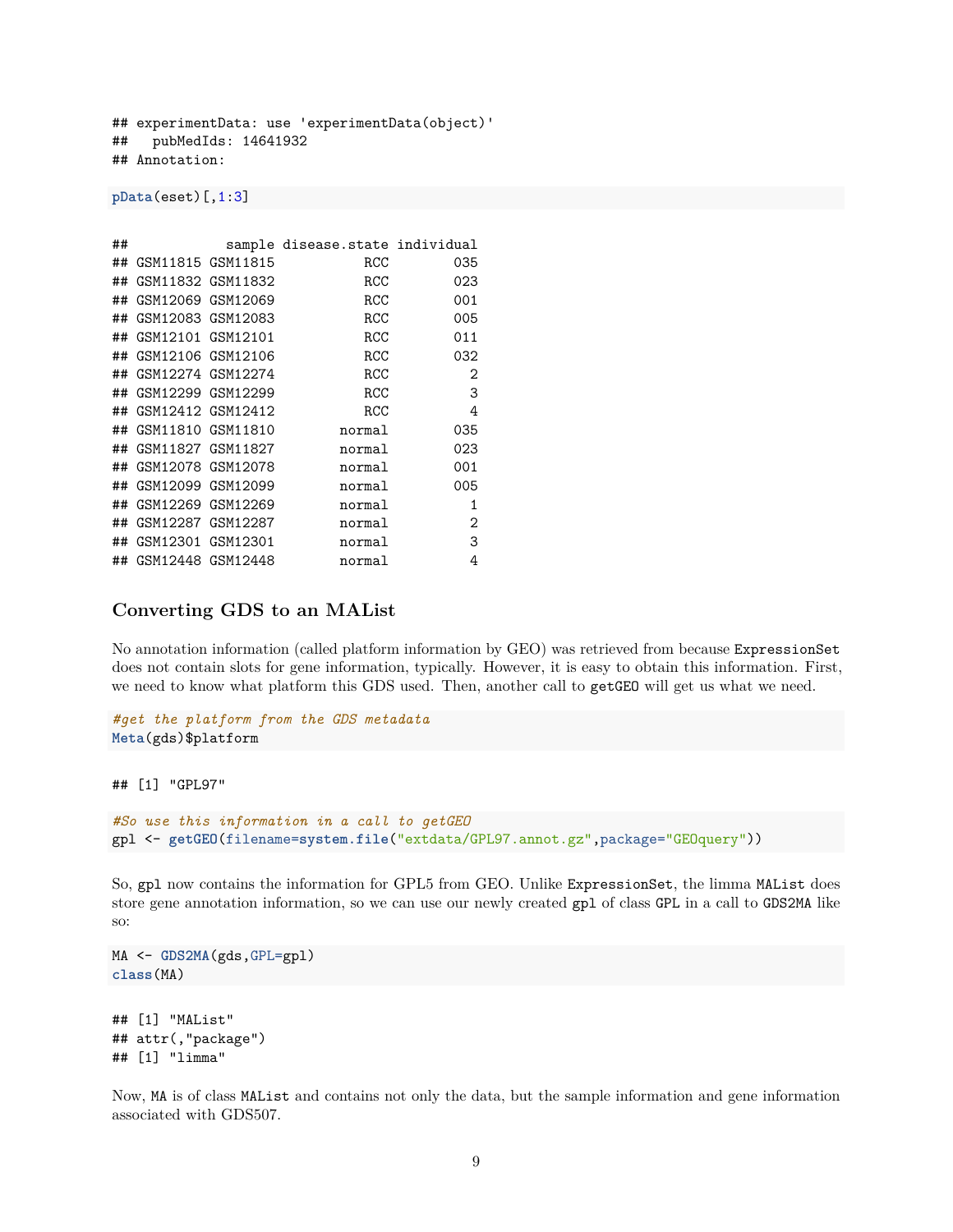```
## experimentData: use 'experimentData(object)'
##   pubMedIds: 14641932
## Annotation:
```

```
pData(eset)[,1:3]
```

```
##            sample disease.state individual
## GSM11815 GSM11815           RCC        035
## GSM11832 GSM11832           RCC        023
## GSM12069 GSM12069           RCC        001
## GSM12083 GSM12083           RCC        005
## GSM12101 GSM12101           RCC        011
## GSM12106 GSM12106           RCC        032
## GSM12274 GSM12274           RCC          2
## GSM12299 GSM12299           RCC          3
## GSM12412 GSM12412           RCC          4
## GSM11810 GSM11810        normal        035
## GSM11827 GSM11827        normal        023
## GSM12078 GSM12078        normal        001
## GSM12099 GSM12099        normal        005
## GSM12269 GSM12269        normal          1
## GSM12287 GSM12287        normal          2
## GSM12301 GSM12301        normal          3
## GSM12448 GSM12448        normal          4
```

### Converting GDS to an MAList

No annotation information (called platform information by GEO) was retrieved from because `ExpressionSet` does not contain slots for gene information, typically. However, it is easy to obtain this information. First, we need to know what platform this GDS used. Then, another call to `getGEO` will get us what we need.

```
#get the platform from the GDS metadata
Meta(gds)$platform
```

```
## [1] "GPL97"
```

```
#So use this information in a call to getGEO
gpl <- getGEO(filename=system.file("extdata/GPL97.annot.gz",package="GEOquery"))
```

So, `gpl` now contains the information for GPL5 from GEO. Unlike `ExpressionSet`, the limma `MAList` does store gene annotation information, so we can use our newly created `gpl` of class `GPL` in a call to `GDS2MA` like so:

```
MA <- GDS2MA(gds,GPL=gpl)
class(MA)
```

```
## [1] "MAList"
## attr(,"package")
## [1] "limma"
```

Now, `MA` is of class `MAList` and contains not only the data, but the sample information and gene information associated with GDS507.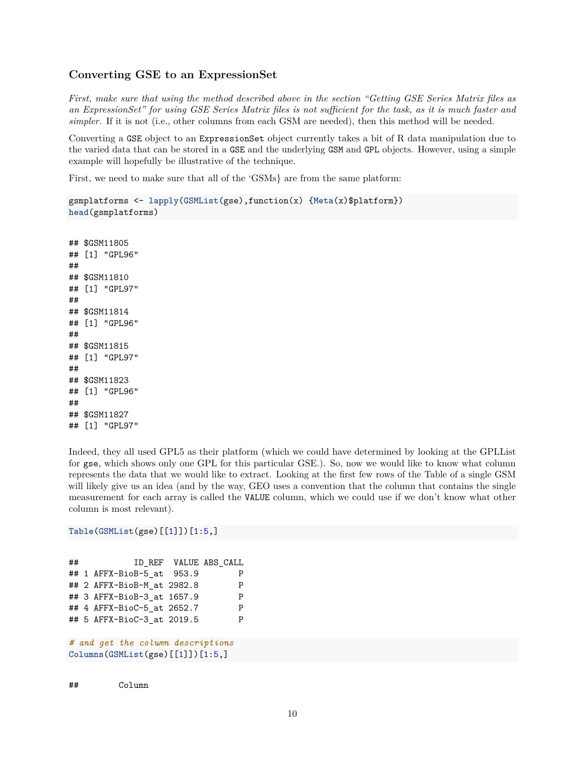### Converting GSE to an ExpressionSet

*First, make sure that using the method described above in the section "Getting GSE Series Matrix files as an ExpressionSet" for using GSE Series Matrix files is not sufficient for the task, as it is much faster and simpler.* If it is not (i.e., other columns from each GSM are needed), then this method will be needed.

Converting a `GSE` object to an `ExpressionSet` object currently takes a bit of R data manipulation due to the varied data that can be stored in a `GSE` and the underlying `GSM` and `GPL` objects. However, using a simple example will hopefully be illustrative of the technique.

First, we need to make sure that all of the 'GSMs} are from the same platform:

```
gsmplatforms <- lapply(GSMList(gse),function(x) {Meta(x)$platform})
head(gsmplatforms)
```

```
## $GSM11805
## [1] "GPL96"
##
## $GSM11810
## [1] "GPL97"
##
## $GSM11814
## [1] "GPL96"
##
## $GSM11815
## [1] "GPL97"
##
## $GSM11823
## [1] "GPL96"
##
## $GSM11827
## [1] "GPL97"
```

Indeed, they all used GPL5 as their platform (which we could have determined by looking at the GPLList for `gse`, which shows only one GPL for this particular GSE.). So, now we would like to know what column represents the data that we would like to extract. Looking at the first few rows of the Table of a single GSM will likely give us an idea (and by the way, GEO uses a convention that the column that contains the single measurement for each array is called the `VALUE` column, which we could use if we don't know what other column is most relevant).

```
Table(GSMList(gse)[[1]])[1:5,]
```

```
##            ID_REF  VALUE ABS_CALL
## 1 AFFX-BioB-5_at  953.9        P
## 2 AFFX-BioB-M_at 2982.8        P
## 3 AFFX-BioB-3_at 1657.9        P
## 4 AFFX-BioC-5_at 2652.7        P
## 5 AFFX-BioC-3_at 2019.5        P
```

```
# and get the column descriptions
Columns(GSMList(gse)[[1]])[1:5,]
```

```
##        Column
```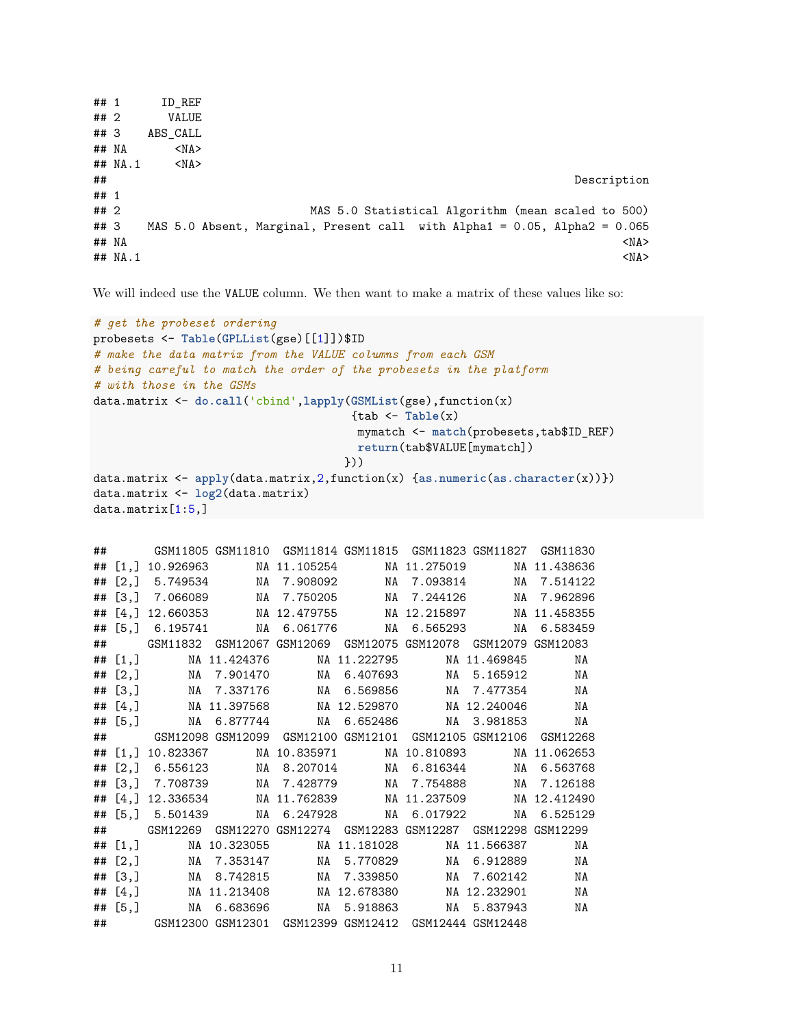```
## 1      ID_REF
## 2       VALUE
## 3    ABS_CALL
## NA       <NA>
## NA.1     <NA>
##                                                                      Description
## 1
## 2                              MAS 5.0 Statistical Algorithm (mean scaled to 500)
## 3    MAS 5.0 Absent, Marginal, Present call  with Alpha1 = 0.05, Alpha2 = 0.065
## NA                                                                          <NA>
## NA.1                                                                        <NA>
```

We will indeed use the VALUE column. We then want to make a matrix of these values like so:

```
# get the probeset ordering
probesets <- Table(GPLList(gse)[[1]])$ID
# make the data matrix from the VALUE columns from each GSM
# being careful to match the order of the probesets in the platform
# with those in the GSMs
data.matrix <- do.call('cbind',lapply(GSMList(gse),function(x)
                                      {tab <- Table(x)
                                       mymatch <- match(probesets,tab$ID_REF)
                                       return(tab$VALUE[mymatch])
                                     }))
data.matrix <- apply(data.matrix,2,function(x) {as.numeric(as.character(x))})
data.matrix <- log2(data.matrix)
data.matrix[1:5,]
```

```
##       GSM11805 GSM11810  GSM11814 GSM11815  GSM11823 GSM11827  GSM11830
## [1,] 10.926963       NA 11.105254       NA 11.275019       NA 11.438636
## [2,]  5.749534       NA  7.908092       NA  7.093814       NA  7.514122
## [3,]  7.066089       NA  7.750205       NA  7.244126       NA  7.962896
## [4,] 12.660353       NA 12.479755       NA 12.215897       NA 11.458355
## [5,]  6.195741       NA  6.061776       NA  6.565293       NA  6.583459
##      GSM11832  GSM12067 GSM12069  GSM12075 GSM12078  GSM12079 GSM12083
## [1,]       NA 11.424376       NA 11.222795       NA 11.469845       NA
## [2,]       NA  7.901470       NA  6.407693       NA  5.165912       NA
## [3,]       NA  7.337176       NA  6.569856       NA  7.477354       NA
## [4,]       NA 11.397568       NA 12.529870       NA 12.240046       NA
## [5,]       NA  6.877744       NA  6.652486       NA  3.981853       NA
##       GSM12098 GSM12099  GSM12100 GSM12101  GSM12105 GSM12106  GSM12268
## [1,] 10.823367       NA 10.835971       NA 10.810893       NA 11.062653
## [2,]  6.556123       NA  8.207014       NA  6.816344       NA  6.563768
## [3,]  7.708739       NA  7.428779       NA  7.754888       NA  7.126188
## [4,] 12.336534       NA 11.762839       NA 11.237509       NA 12.412490
## [5,]  5.501439       NA  6.247928       NA  6.017922       NA  6.525129
##      GSM12269  GSM12270 GSM12274  GSM12283 GSM12287  GSM12298 GSM12299
## [1,]       NA 10.323055       NA 11.181028       NA 11.566387       NA
## [2,]       NA  7.353147       NA  5.770829       NA  6.912889       NA
## [3,]       NA  8.742815       NA  7.339850       NA  7.602142       NA
## [4,]       NA 11.213408       NA 12.678380       NA 12.232901       NA
## [5,]       NA  6.683696       NA  5.918863       NA  5.837943       NA
##       GSM12300 GSM12301  GSM12399 GSM12412  GSM12444 GSM12448
```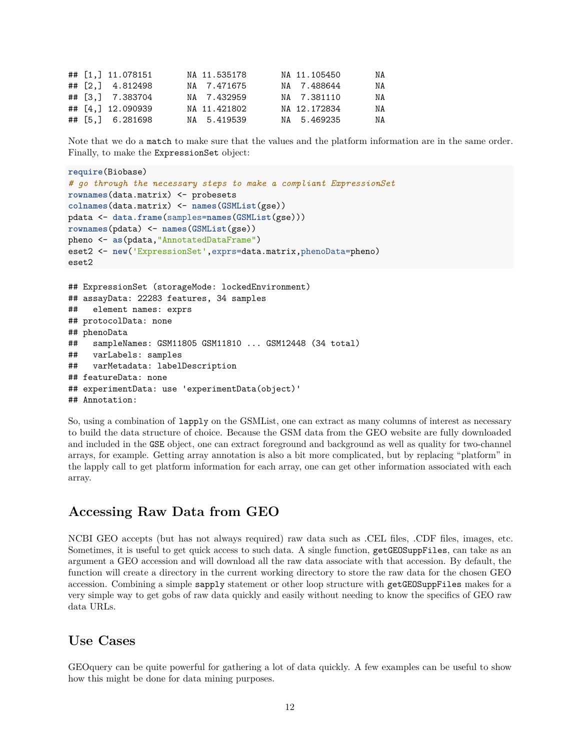```
## [1,] 11.078151       NA 11.535178       NA 11.105450       NA
## [2,]  4.812498       NA  7.471675       NA  7.488644       NA
## [3,]  7.383704       NA  7.432959       NA  7.381110       NA
## [4,] 12.090939       NA 11.421802       NA 12.172834       NA
## [5,]  6.281698       NA  5.419539       NA  5.469235       NA
```

Note that we do a `match` to make sure that the values and the platform information are in the same order. Finally, to make the `ExpressionSet` object:

```
require(Biobase)
# go through the necessary steps to make a compliant ExpressionSet
rownames(data.matrix) <- probesets
colnames(data.matrix) <- names(GSMList(gse))
pdata <- data.frame(samples=names(GSMList(gse)))
rownames(pdata) <- names(GSMList(gse))
pheno <- as(pdata,"AnnotatedDataFrame")
eset2 <- new('ExpressionSet',exprs=data.matrix,phenoData=pheno)
eset2
```

```
## ExpressionSet (storageMode: lockedEnvironment)
## assayData: 22283 features, 34 samples
##   element names: exprs
## protocolData: none
## phenoData
##   sampleNames: GSM11805 GSM11810 ... GSM12448 (34 total)
##   varLabels: samples
##   varMetadata: labelDescription
## featureData: none
## experimentData: use 'experimentData(object)'
## Annotation:
```

So, using a combination of `lapply` on the GSMList, one can extract as many columns of interest as necessary to build the data structure of choice. Because the GSM data from the GEO website are fully downloaded and included in the `GSE` object, one can extract foreground and background as well as quality for two-channel arrays, for example. Getting array annotation is also a bit more complicated, but by replacing "platform" in the lapply call to get platform information for each array, one can get other information associated with each array.

## Accessing Raw Data from GEO

NCBI GEO accepts (but has not always required) raw data such as .CEL files, .CDF files, images, etc. Sometimes, it is useful to get quick access to such data. A single function, `getGEOSuppFiles`, can take as an argument a GEO accession and will download all the raw data associate with that accession. By default, the function will create a directory in the current working directory to store the raw data for the chosen GEO accession. Combining a simple `sapply` statement or other loop structure with `getGEOSuppFiles` makes for a very simple way to get gobs of raw data quickly and easily without needing to know the specifics of GEO raw data URLs.

## Use Cases

GEOquery can be quite powerful for gathering a lot of data quickly. A few examples can be useful to show how this might be done for data mining purposes.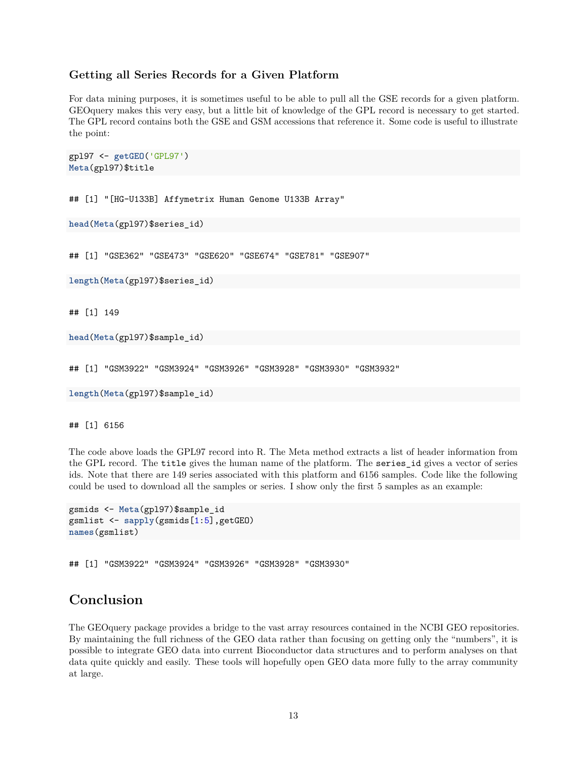### Getting all Series Records for a Given Platform

For data mining purposes, it is sometimes useful to be able to pull all the GSE records for a given platform. GEOquery makes this very easy, but a little bit of knowledge of the GPL record is necessary to get started. The GPL record contains both the GSE and GSM accessions that reference it. Some code is useful to illustrate the point:

```
gpl97 <- getGEO('GPL97')
Meta(gpl97)$title
```

```
## [1] "[HG-U133B] Affymetrix Human Genome U133B Array"
```

```
head(Meta(gpl97)$series_id)
```

```
## [1] "GSE362" "GSE473" "GSE620" "GSE674" "GSE781" "GSE907"
```

```
length(Meta(gpl97)$series_id)
```

```
## [1] 149
```

```
head(Meta(gpl97)$sample_id)
```

```
## [1] "GSM3922" "GSM3924" "GSM3926" "GSM3928" "GSM3930" "GSM3932"
```

```
length(Meta(gpl97)$sample_id)
```

```
## [1] 6156
```

The code above loads the GPL97 record into R. The Meta method extracts a list of header information from the GPL record. The `title` gives the human name of the platform. The `series_id` gives a vector of series ids. Note that there are 149 series associated with this platform and 6156 samples. Code like the following could be used to download all the samples or series. I show only the first 5 samples as an example:

```
gsmids <- Meta(gpl97)$sample_id
gsmlist <- sapply(gsmids[1:5],getGEO)
names(gsmlist)
```

```
## [1] "GSM3922" "GSM3924" "GSM3926" "GSM3928" "GSM3930"
```

## Conclusion

The GEOquery package provides a bridge to the vast array resources contained in the NCBI GEO repositories. By maintaining the full richness of the GEO data rather than focusing on getting only the "numbers", it is possible to integrate GEO data into current Bioconductor data structures and to perform analyses on that data quite quickly and easily. These tools will hopefully open GEO data more fully to the array community at large.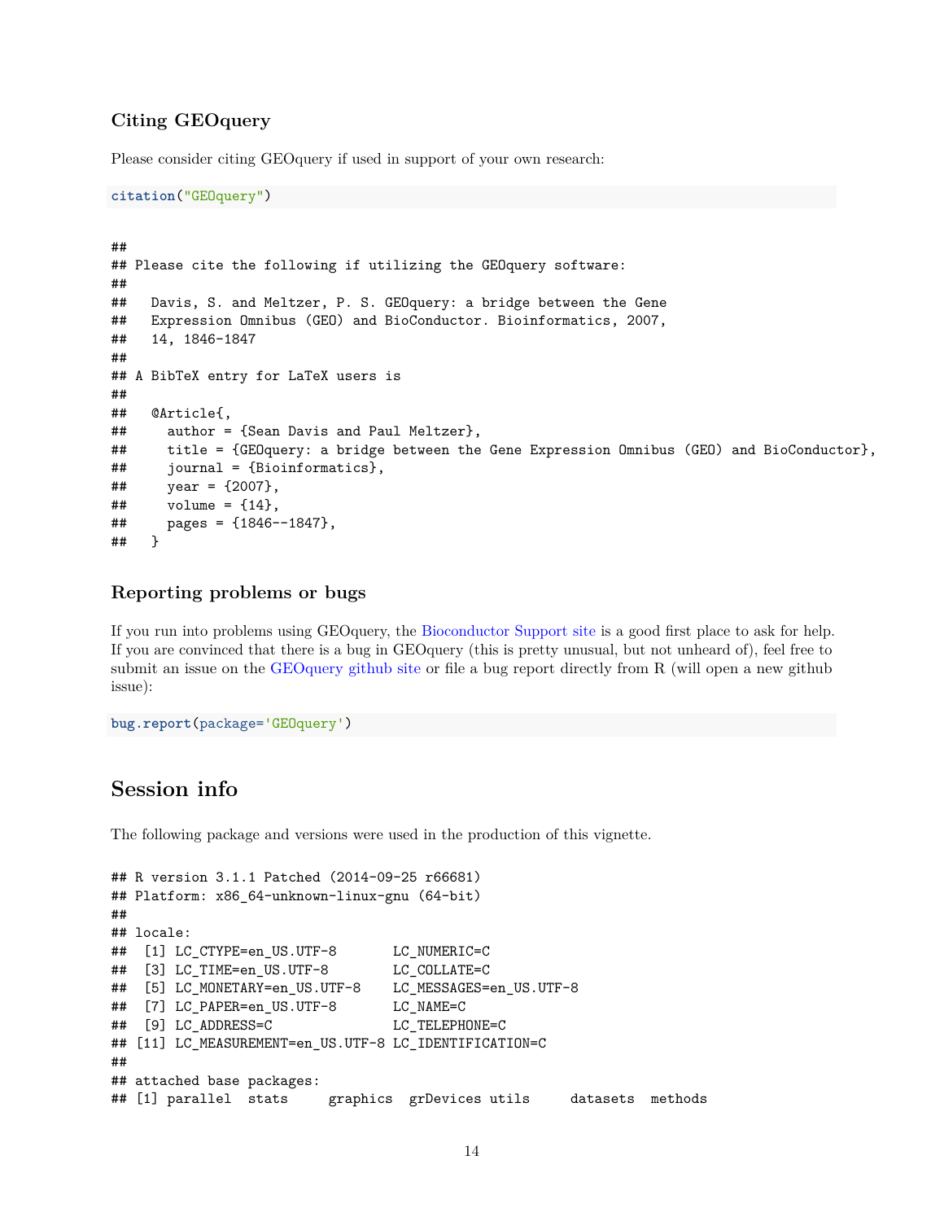### Citing GEOquery

Please consider citing GEOquery if used in support of your own research:

```
citation("GEOquery")
```

```
##
## Please cite the following if utilizing the GEOquery software:
##
##   Davis, S. and Meltzer, P. S. GEOquery: a bridge between the Gene
##   Expression Omnibus (GEO) and BioConductor. Bioinformatics, 2007,
##   14, 1846-1847
##
## A BibTeX entry for LaTeX users is
##
##   @Article{,
##     author = {Sean Davis and Paul Meltzer},
##     title = {GEOquery: a bridge between the Gene Expression Omnibus (GEO) and BioConductor},
##     journal = {Bioinformatics},
##     year = {2007},
##     volume = {14},
##     pages = {1846--1847},
##   }
```

### Reporting problems or bugs

If you run into problems using GEOquery, the Bioconductor Support site is a good first place to ask for help. If you are convinced that there is a bug in GEOquery (this is pretty unusual, but not unheard of), feel free to submit an issue on the GEOquery github site or file a bug report directly from R (will open a new github issue):

```
bug.report(package='GEOquery')
```

## Session info

The following package and versions were used in the production of this vignette.

```
## R version 3.1.1 Patched (2014-09-25 r66681)
## Platform: x86_64-unknown-linux-gnu (64-bit)
##
## locale:
##  [1] LC_CTYPE=en_US.UTF-8       LC_NUMERIC=C
##  [3] LC_TIME=en_US.UTF-8        LC_COLLATE=C
##  [5] LC_MONETARY=en_US.UTF-8    LC_MESSAGES=en_US.UTF-8
##  [7] LC_PAPER=en_US.UTF-8       LC_NAME=C
##  [9] LC_ADDRESS=C               LC_TELEPHONE=C
## [11] LC_MEASUREMENT=en_US.UTF-8 LC_IDENTIFICATION=C
##
## attached base packages:
## [1] parallel  stats     graphics  grDevices utils     datasets  methods
```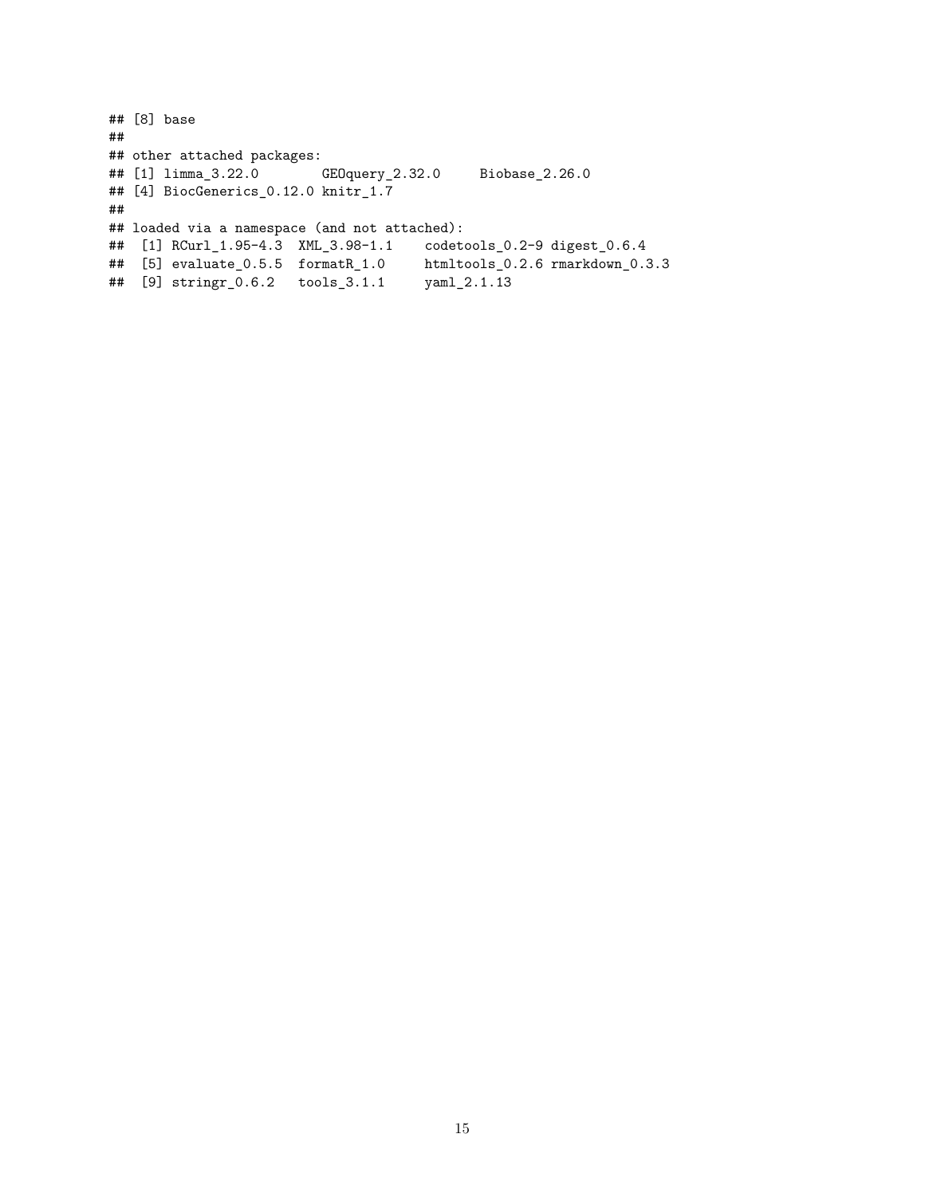```
## [8] base
##
## other attached packages:
## [1] limma_3.22.0        GEOquery_2.32.0     Biobase_2.26.0
## [4] BiocGenerics_0.12.0 knitr_1.7
##
## loaded via a namespace (and not attached):
##  [1] RCurl_1.95-4.3  XML_3.98-1.1    codetools_0.2-9 digest_0.6.4
##  [5] evaluate_0.5.5  formatR_1.0     htmltools_0.2.6 rmarkdown_0.3.3
##  [9] stringr_0.6.2   tools_3.1.1     yaml_2.1.13
```